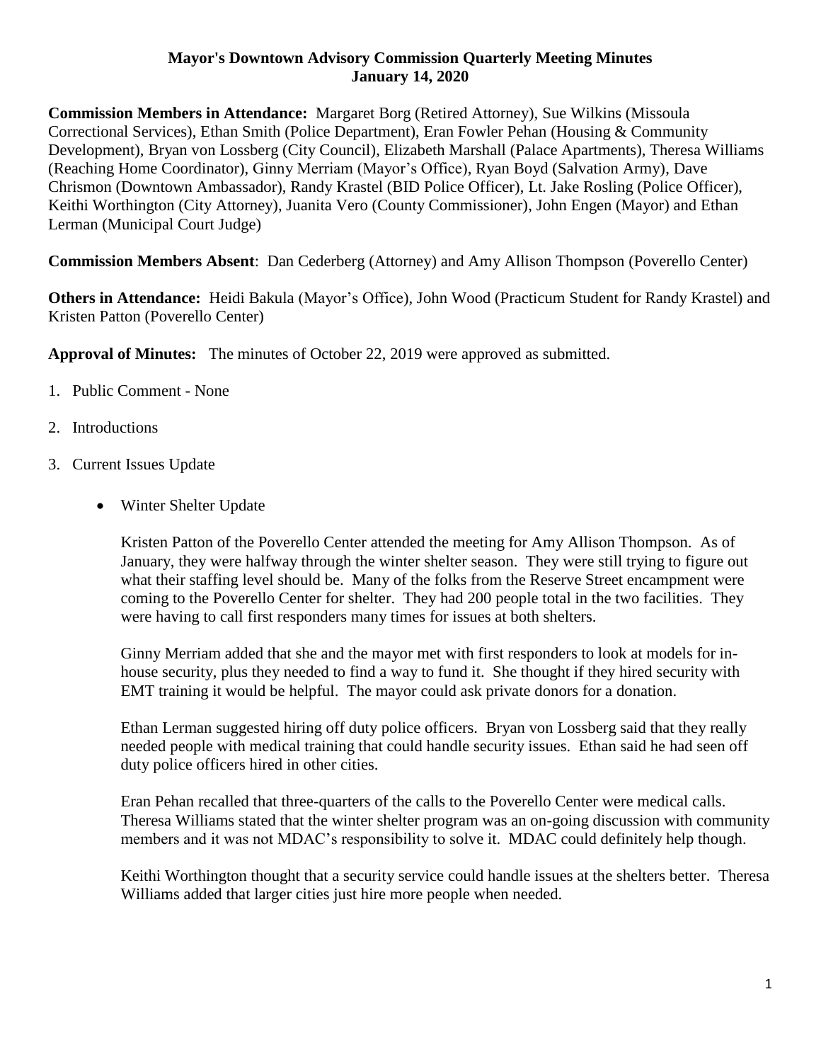# Mayor's Downtown Advisory Commission Quarterly Meeting Minutes
## January 14, 2020

**Commission Members in Attendance:** Margaret Borg (Retired Attorney), Sue Wilkins (Missoula Correctional Services), Ethan Smith (Police Department), Eran Fowler Pehan (Housing & Community Development), Bryan von Lossberg (City Council), Elizabeth Marshall (Palace Apartments), Theresa Williams (Reaching Home Coordinator), Ginny Merriam (Mayor's Office), Ryan Boyd (Salvation Army), Dave Chrismon (Downtown Ambassador), Randy Krastel (BID Police Officer), Lt. Jake Rosling (Police Officer), Keithi Worthington (City Attorney), Juanita Vero (County Commissioner), John Engen (Mayor) and Ethan Lerman (Municipal Court Judge)

**Commission Members Absent**: Dan Cederberg (Attorney) and Amy Allison Thompson (Poverello Center)

**Others in Attendance:** Heidi Bakula (Mayor's Office), John Wood (Practicum Student for Randy Krastel) and Kristen Patton (Poverello Center)

**Approval of Minutes:** The minutes of October 22, 2019 were approved as submitted.

1. Public Comment - None
2. Introductions
3. Current Issues Update

   - Winter Shelter Update

     Kristen Patton of the Poverello Center attended the meeting for Amy Allison Thompson. As of January, they were halfway through the winter shelter season. They were still trying to figure out what their staffing level should be. Many of the folks from the Reserve Street encampment were coming to the Poverello Center for shelter. They had 200 people total in the two facilities. They were having to call first responders many times for issues at both shelters.

     Ginny Merriam added that she and the mayor met with first responders to look at models for in-house security, plus they needed to find a way to fund it. She thought if they hired security with EMT training it would be helpful. The mayor could ask private donors for a donation.

     Ethan Lerman suggested hiring off duty police officers. Bryan von Lossberg said that they really needed people with medical training that could handle security issues. Ethan said he had seen off duty police officers hired in other cities.

     Eran Pehan recalled that three-quarters of the calls to the Poverello Center were medical calls. Theresa Williams stated that the winter shelter program was an on-going discussion with community members and it was not MDAC's responsibility to solve it. MDAC could definitely help though.

     Keithi Worthington thought that a security service could handle issues at the shelters better. Theresa Williams added that larger cities just hire more people when needed.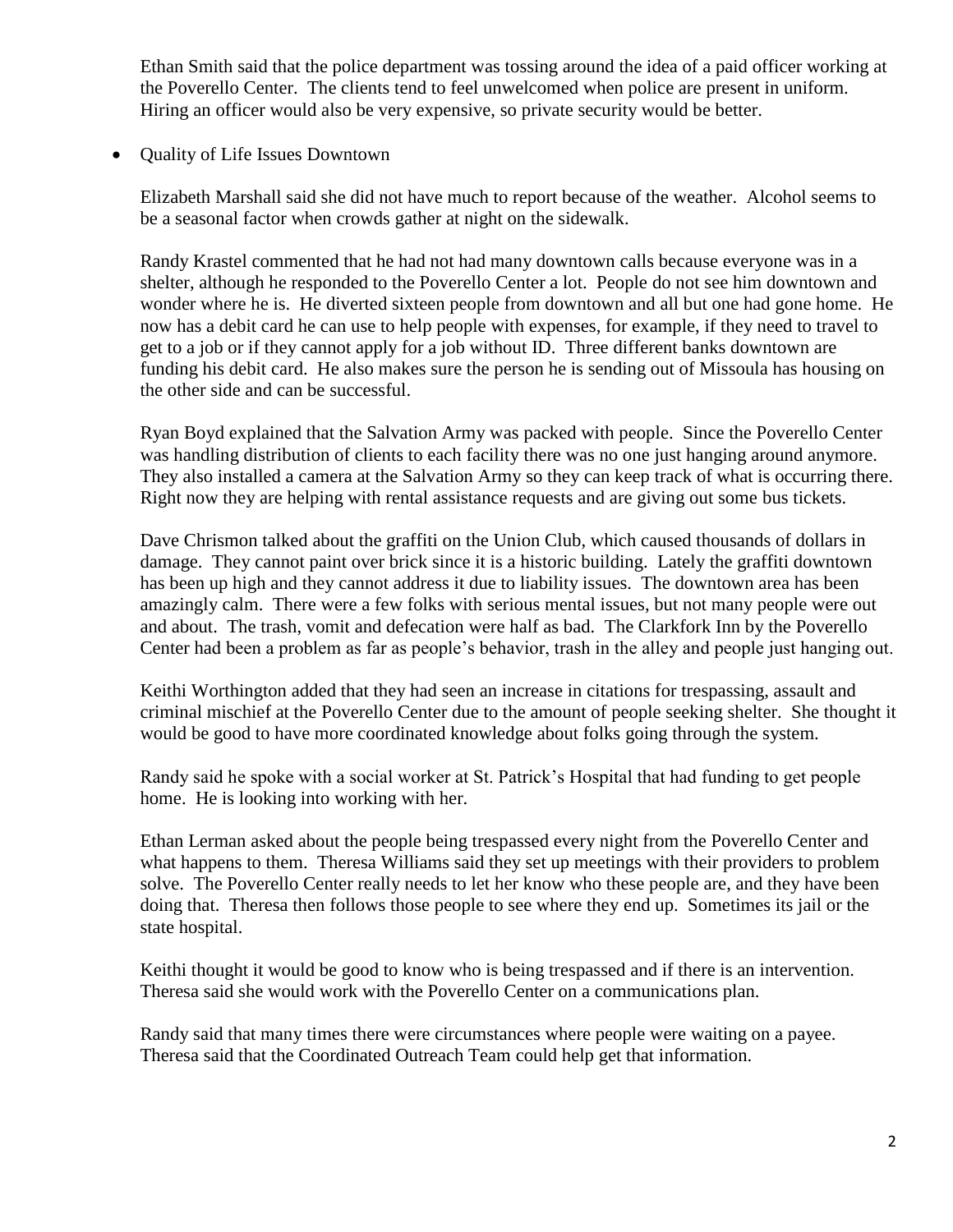Ethan Smith said that the police department was tossing around the idea of a paid officer working at the Poverello Center. The clients tend to feel unwelcomed when police are present in uniform. Hiring an officer would also be very expensive, so private security would be better.

- Quality of Life Issues Downtown

Elizabeth Marshall said she did not have much to report because of the weather. Alcohol seems to be a seasonal factor when crowds gather at night on the sidewalk.

Randy Krastel commented that he had not had many downtown calls because everyone was in a shelter, although he responded to the Poverello Center a lot. People do not see him downtown and wonder where he is. He diverted sixteen people from downtown and all but one had gone home. He now has a debit card he can use to help people with expenses, for example, if they need to travel to get to a job or if they cannot apply for a job without ID. Three different banks downtown are funding his debit card. He also makes sure the person he is sending out of Missoula has housing on the other side and can be successful.

Ryan Boyd explained that the Salvation Army was packed with people. Since the Poverello Center was handling distribution of clients to each facility there was no one just hanging around anymore. They also installed a camera at the Salvation Army so they can keep track of what is occurring there. Right now they are helping with rental assistance requests and are giving out some bus tickets.

Dave Chrismon talked about the graffiti on the Union Club, which caused thousands of dollars in damage. They cannot paint over brick since it is a historic building. Lately the graffiti downtown has been up high and they cannot address it due to liability issues. The downtown area has been amazingly calm. There were a few folks with serious mental issues, but not many people were out and about. The trash, vomit and defecation were half as bad. The Clarkfork Inn by the Poverello Center had been a problem as far as people's behavior, trash in the alley and people just hanging out.

Keithi Worthington added that they had seen an increase in citations for trespassing, assault and criminal mischief at the Poverello Center due to the amount of people seeking shelter. She thought it would be good to have more coordinated knowledge about folks going through the system.

Randy said he spoke with a social worker at St. Patrick's Hospital that had funding to get people home. He is looking into working with her.

Ethan Lerman asked about the people being trespassed every night from the Poverello Center and what happens to them. Theresa Williams said they set up meetings with their providers to problem solve. The Poverello Center really needs to let her know who these people are, and they have been doing that. Theresa then follows those people to see where they end up. Sometimes its jail or the state hospital.

Keithi thought it would be good to know who is being trespassed and if there is an intervention. Theresa said she would work with the Poverello Center on a communications plan.

Randy said that many times there were circumstances where people were waiting on a payee. Theresa said that the Coordinated Outreach Team could help get that information.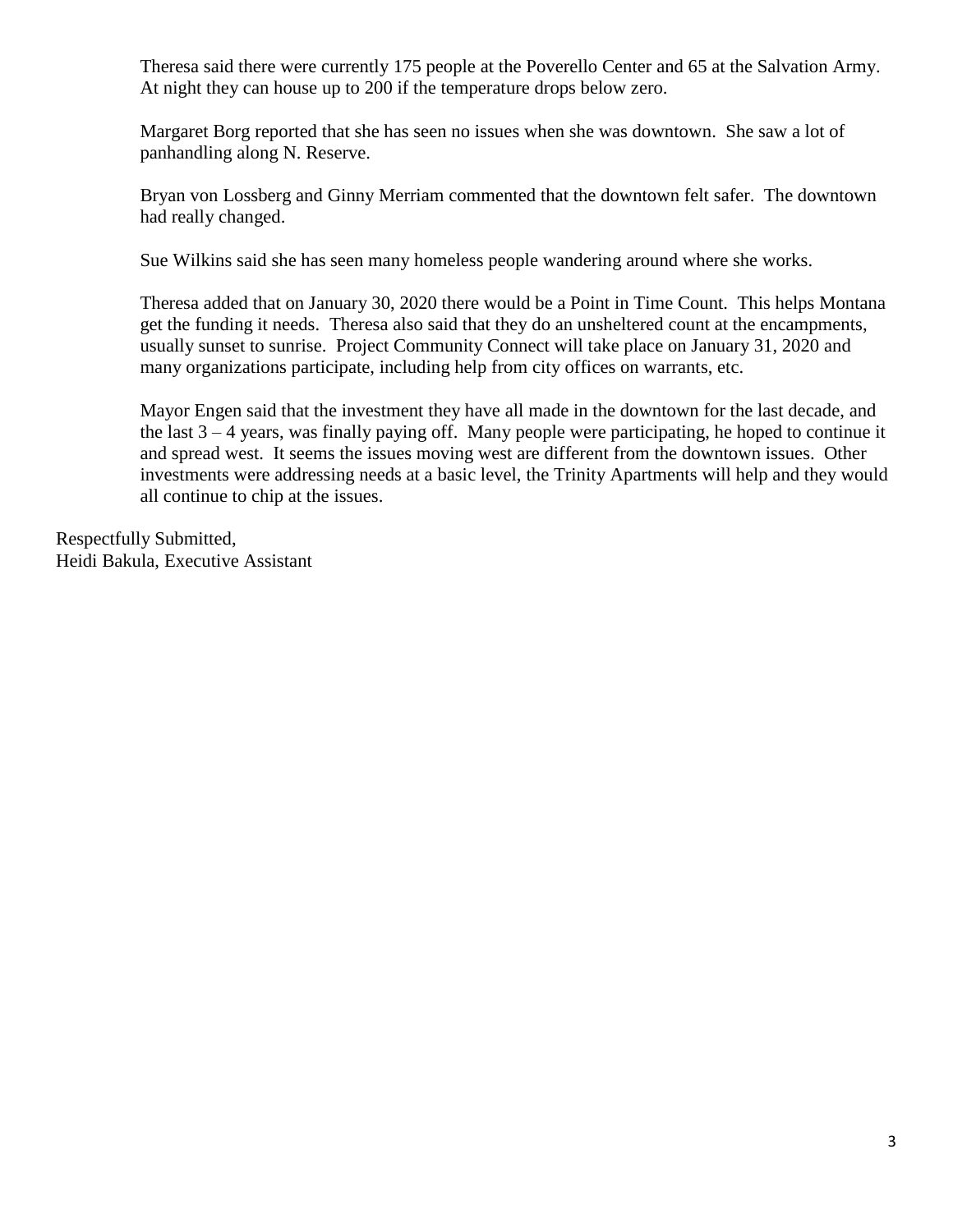Theresa said there were currently 175 people at the Poverello Center and 65 at the Salvation Army. At night they can house up to 200 if the temperature drops below zero.

Margaret Borg reported that she has seen no issues when she was downtown. She saw a lot of panhandling along N. Reserve.

Bryan von Lossberg and Ginny Merriam commented that the downtown felt safer. The downtown had really changed.

Sue Wilkins said she has seen many homeless people wandering around where she works.

Theresa added that on January 30, 2020 there would be a Point in Time Count. This helps Montana get the funding it needs. Theresa also said that they do an unsheltered count at the encampments, usually sunset to sunrise. Project Community Connect will take place on January 31, 2020 and many organizations participate, including help from city offices on warrants, etc.

Mayor Engen said that the investment they have all made in the downtown for the last decade, and the last 3 – 4 years, was finally paying off. Many people were participating, he hoped to continue it and spread west. It seems the issues moving west are different from the downtown issues. Other investments were addressing needs at a basic level, the Trinity Apartments will help and they would all continue to chip at the issues.

Respectfully Submitted,
Heidi Bakula, Executive Assistant